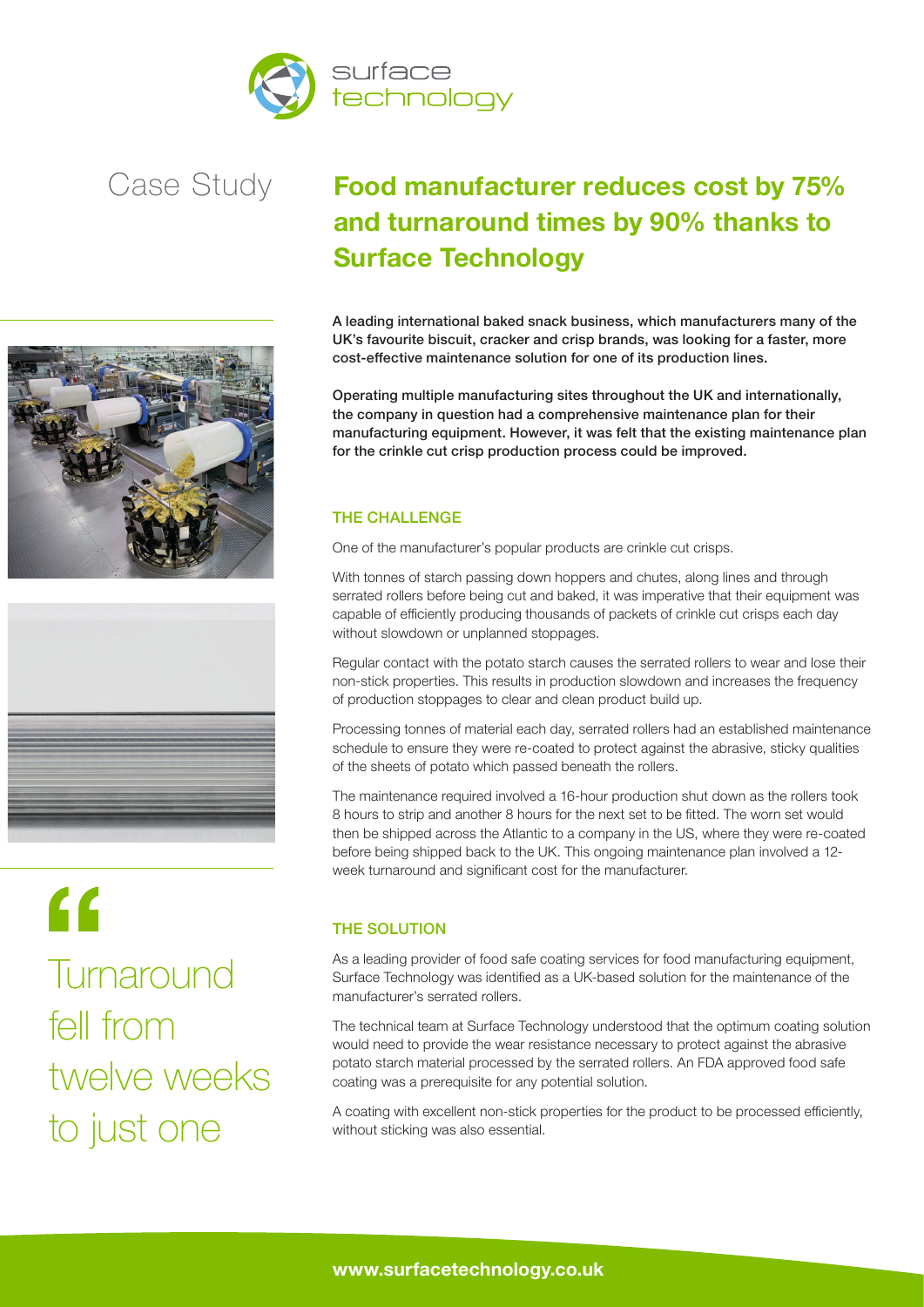surface technology

Case Study

# Food manufacturer reduces cost by 75% and turnaround times by 90% thanks to Surface Technology

**A leading international baked snack business, which manufacturers many of the UK's favourite biscuit, cracker and crisp brands, was looking for a faster, more cost-effective maintenance solution for one of its production lines.**

**Operating multiple manufacturing sites throughout the UK and internationally, the company in question had a comprehensive maintenance plan for their manufacturing equipment. However, it was felt that the existing maintenance plan for the crinkle cut crisp production process could be improved.**

## THE CHALLENGE

One of the manufacturer's popular products are crinkle cut crisps.

With tonnes of starch passing down hoppers and chutes, along lines and through serrated rollers before being cut and baked, it was imperative that their equipment was capable of efficiently producing thousands of packets of crinkle cut crisps each day without slowdown or unplanned stoppages.

Regular contact with the potato starch causes the serrated rollers to wear and lose their non-stick properties. This results in production slowdown and increases the frequency of production stoppages to clear and clean product build up.

Processing tonnes of material each day, serrated rollers had an established maintenance schedule to ensure they were re-coated to protect against the abrasive, sticky qualities of the sheets of potato which passed beneath the rollers.

The maintenance required involved a 16-hour production shut down as the rollers took 8 hours to strip and another 8 hours for the next set to be fitted. The worn set would then be shipped across the Atlantic to a company in the US, where they were re-coated before being shipped back to the UK. This ongoing maintenance plan involved a 12-week turnaround and significant cost for the manufacturer.

> "Turnaround fell from twelve weeks to just one

## THE SOLUTION

As a leading provider of food safe coating services for food manufacturing equipment, Surface Technology was identified as a UK-based solution for the maintenance of the manufacturer's serrated rollers.

The technical team at Surface Technology understood that the optimum coating solution would need to provide the wear resistance necessary to protect against the abrasive potato starch material processed by the serrated rollers. An FDA approved food safe coating was a prerequisite for any potential solution.

A coating with excellent non-stick properties for the product to be processed efficiently, without sticking was also essential.

**www.surfacetechnology.co.uk**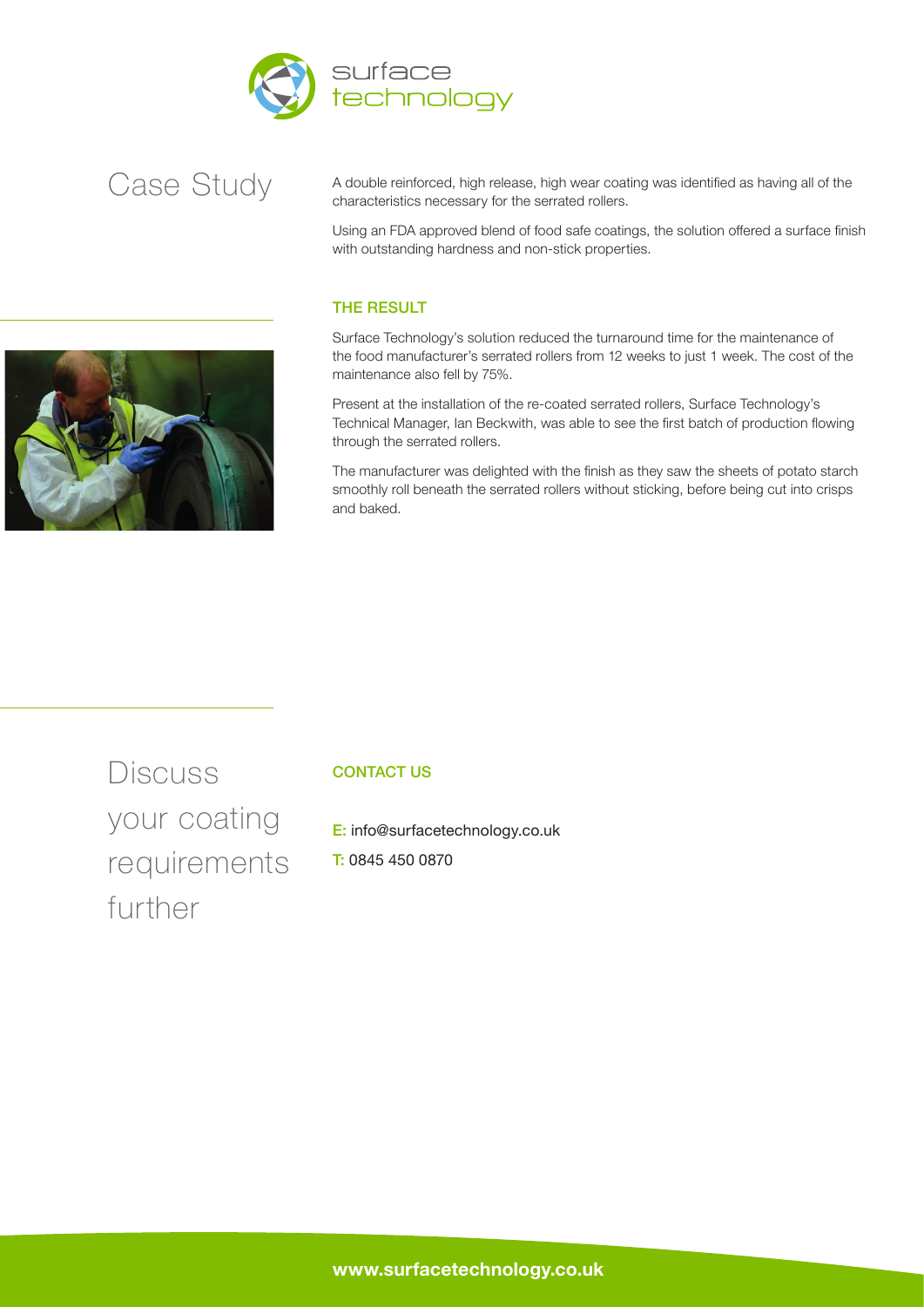# Case Study

A double reinforced, high release, high wear coating was identified as having all of the characteristics necessary for the serrated rollers.

Using an FDA approved blend of food safe coatings, the solution offered a surface finish with outstanding hardness and non-stick properties.

### THE RESULT

Surface Technology's solution reduced the turnaround time for the maintenance of the food manufacturer's serrated rollers from 12 weeks to just 1 week. The cost of the maintenance also fell by 75%.

Present at the installation of the re-coated serrated rollers, Surface Technology's Technical Manager, Ian Beckwith, was able to see the first batch of production flowing through the serrated rollers.

The manufacturer was delighted with the finish as they saw the sheets of potato starch smoothly roll beneath the serrated rollers without sticking, before being cut into crisps and baked.

## Discuss your coating requirements further

### CONTACT US

**E:** info@surfacetechnology.co.uk

**T:** 0845 450 0870

**www.surfacetechnology.co.uk**